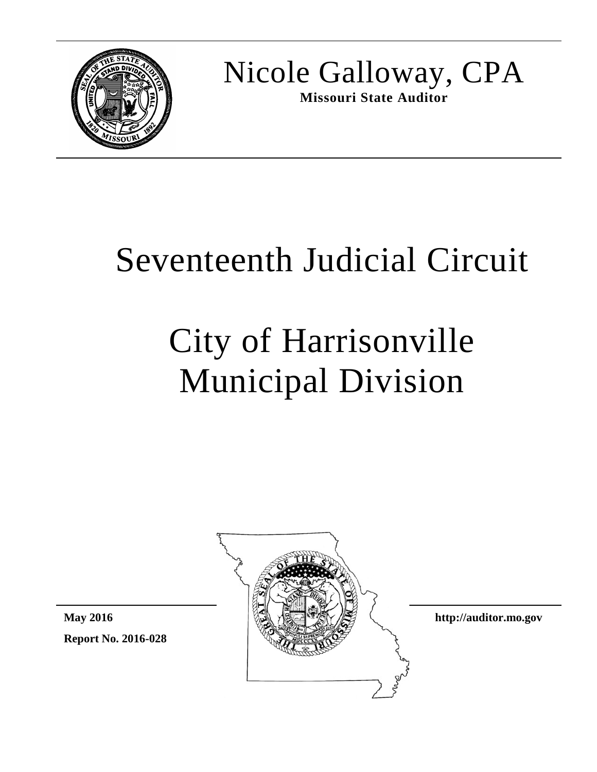Nicole Galloway, CPA

**Missouri State Auditor**

# Seventeenth Judicial Circuit

# City of Harrisonville Municipal Division

**May 2016**

**Report No. 2016-028**

**http://auditor.mo.gov**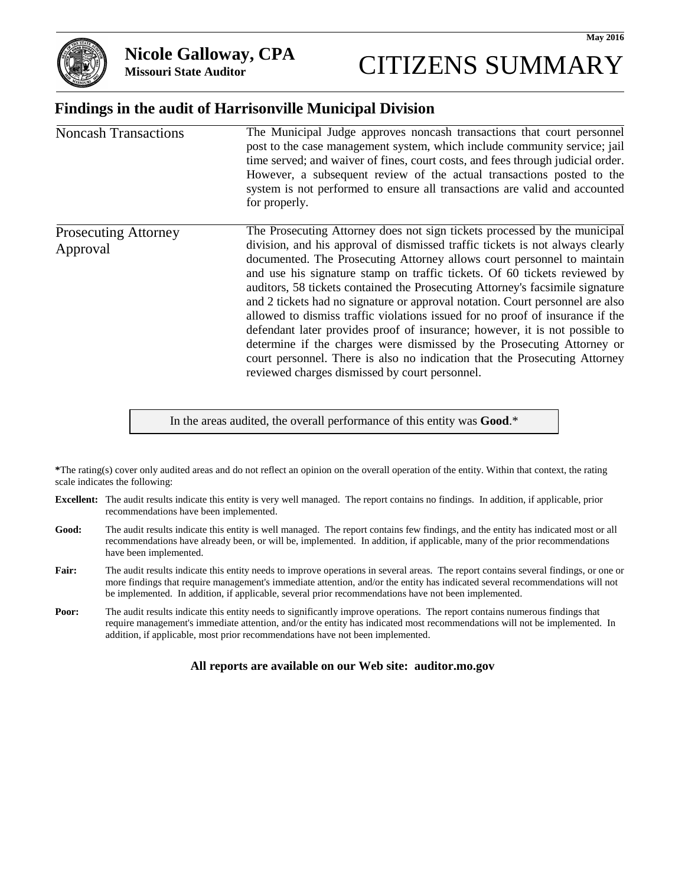May 2016

**Nicole Galloway, CPA**
**Missouri State Auditor**

# CITIZENS SUMMARY

## Findings in the audit of Harrisonville Municipal Division

| | |
|---|---|
| Noncash Transactions | The Municipal Judge approves noncash transactions that court personnel post to the case management system, which include community service; jail time served; and waiver of fines, court costs, and fees through judicial order. However, a subsequent review of the actual transactions posted to the system is not performed to ensure all transactions are valid and accounted for properly. |
| Prosecuting Attorney Approval | The Prosecuting Attorney does not sign tickets processed by the municipal division, and his approval of dismissed traffic tickets is not always clearly documented. The Prosecuting Attorney allows court personnel to maintain and use his signature stamp on traffic tickets. Of 60 tickets reviewed by auditors, 58 tickets contained the Prosecuting Attorney's facsimile signature and 2 tickets had no signature or approval notation. Court personnel are also allowed to dismiss traffic violations issued for no proof of insurance if the defendant later provides proof of insurance; however, it is not possible to determine if the charges were dismissed by the Prosecuting Attorney or court personnel. There is also no indication that the Prosecuting Attorney reviewed charges dismissed by court personnel. |

In the areas audited, the overall performance of this entity was **Good**.*

***The rating(s) cover only audited areas and do not reflect an opinion on the overall operation of the entity. Within that context, the rating scale indicates the following:

**Excellent:** The audit results indicate this entity is very well managed. The report contains no findings. In addition, if applicable, prior recommendations have been implemented.

**Good:** The audit results indicate this entity is well managed. The report contains few findings, and the entity has indicated most or all recommendations have already been, or will be, implemented. In addition, if applicable, many of the prior recommendations have been implemented.

**Fair:** The audit results indicate this entity needs to improve operations in several areas. The report contains several findings, or one or more findings that require management's immediate attention, and/or the entity has indicated several recommendations will not be implemented. In addition, if applicable, several prior recommendations have not been implemented.

**Poor:** The audit results indicate this entity needs to significantly improve operations. The report contains numerous findings that require management's immediate attention, and/or the entity has indicated most recommendations will not be implemented. In addition, if applicable, most prior recommendations have not been implemented.

**All reports are available on our Web site: auditor.mo.gov**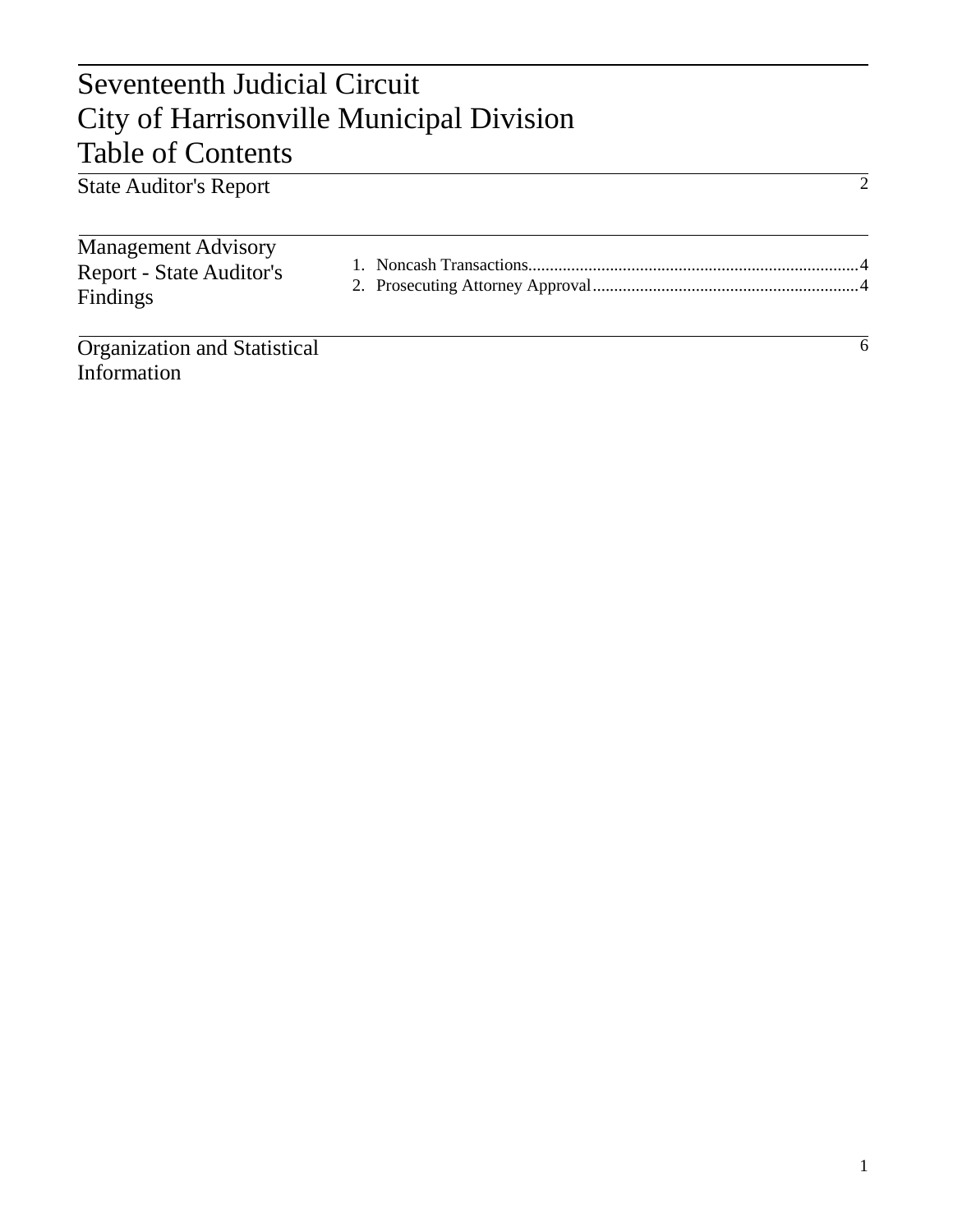# Seventeenth Judicial Circuit
# City of Harrisonville Municipal Division
# Table of Contents

| Section | | Page |
|---|---|---|
| State Auditor's Report | | 2 |
| Management Advisory Report - State Auditor's Findings | 1. Noncash Transactions | 4 |
| | 2. Prosecuting Attorney Approval | 4 |
| Organization and Statistical Information | | 6 |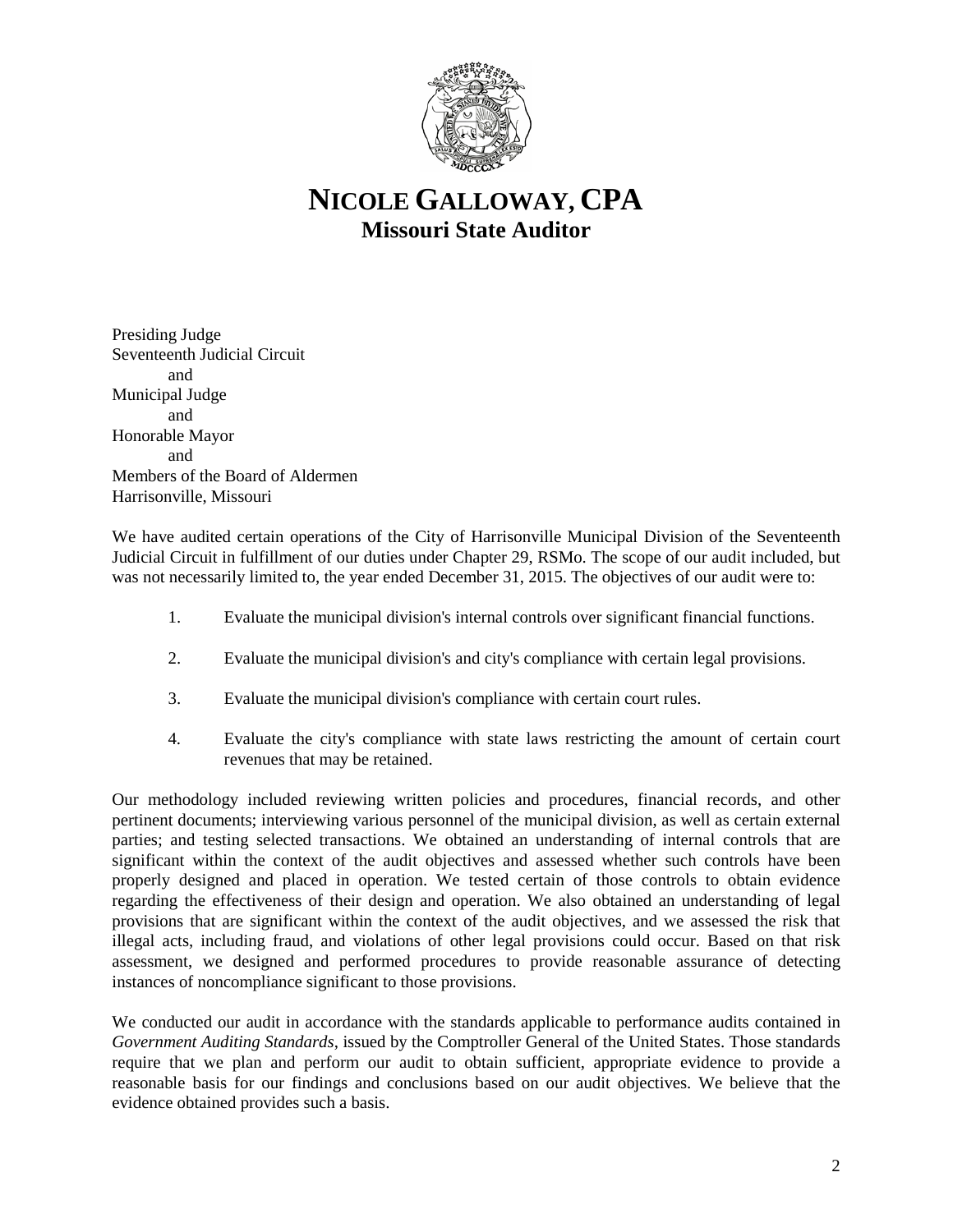# NICOLE GALLOWAY, CPA
## Missouri State Auditor

Presiding Judge
Seventeenth Judicial Circuit
and
Municipal Judge
and
Honorable Mayor
and
Members of the Board of Aldermen
Harrisonville, Missouri

We have audited certain operations of the City of Harrisonville Municipal Division of the Seventeenth Judicial Circuit in fulfillment of our duties under Chapter 29, RSMo. The scope of our audit included, but was not necessarily limited to, the year ended December 31, 2015. The objectives of our audit were to:

1. Evaluate the municipal division's internal controls over significant financial functions.
2. Evaluate the municipal division's and city's compliance with certain legal provisions.
3. Evaluate the municipal division's compliance with certain court rules.
4. Evaluate the city's compliance with state laws restricting the amount of certain court revenues that may be retained.

Our methodology included reviewing written policies and procedures, financial records, and other pertinent documents; interviewing various personnel of the municipal division, as well as certain external parties; and testing selected transactions. We obtained an understanding of internal controls that are significant within the context of the audit objectives and assessed whether such controls have been properly designed and placed in operation. We tested certain of those controls to obtain evidence regarding the effectiveness of their design and operation. We also obtained an understanding of legal provisions that are significant within the context of the audit objectives, and we assessed the risk that illegal acts, including fraud, and violations of other legal provisions could occur. Based on that risk assessment, we designed and performed procedures to provide reasonable assurance of detecting instances of noncompliance significant to those provisions.

We conducted our audit in accordance with the standards applicable to performance audits contained in *Government Auditing Standards*, issued by the Comptroller General of the United States. Those standards require that we plan and perform our audit to obtain sufficient, appropriate evidence to provide a reasonable basis for our findings and conclusions based on our audit objectives. We believe that the evidence obtained provides such a basis.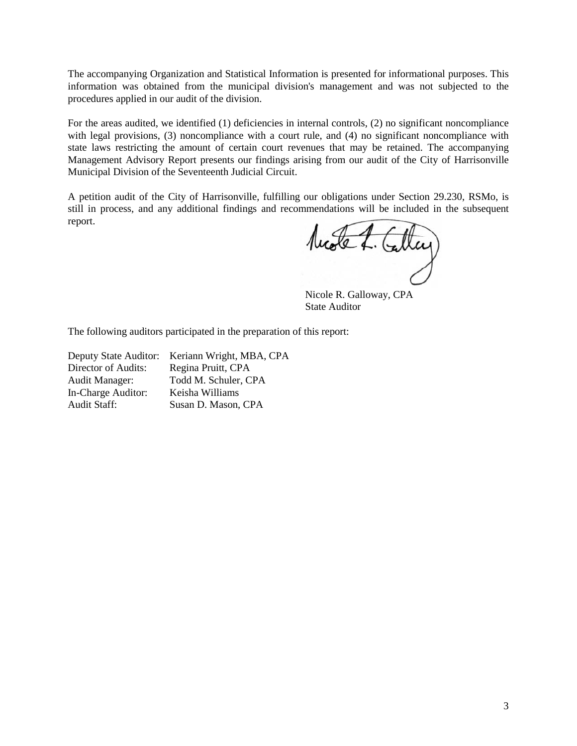The accompanying Organization and Statistical Information is presented for informational purposes. This information was obtained from the municipal division's management and was not subjected to the procedures applied in our audit of the division.

For the areas audited, we identified (1) deficiencies in internal controls, (2) no significant noncompliance with legal provisions, (3) noncompliance with a court rule, and (4) no significant noncompliance with state laws restricting the amount of certain court revenues that may be retained. The accompanying Management Advisory Report presents our findings arising from our audit of the City of Harrisonville Municipal Division of the Seventeenth Judicial Circuit.

A petition audit of the City of Harrisonville, fulfilling our obligations under Section 29.230, RSMo, is still in process, and any additional findings and recommendations will be included in the subsequent report.

Nicole R. Galloway, CPA
State Auditor

The following auditors participated in the preparation of this report:

| | |
|---|---|
| Deputy State Auditor: | Keriann Wright, MBA, CPA |
| Director of Audits: | Regina Pruitt, CPA |
| Audit Manager: | Todd M. Schuler, CPA |
| In-Charge Auditor: | Keisha Williams |
| Audit Staff: | Susan D. Mason, CPA |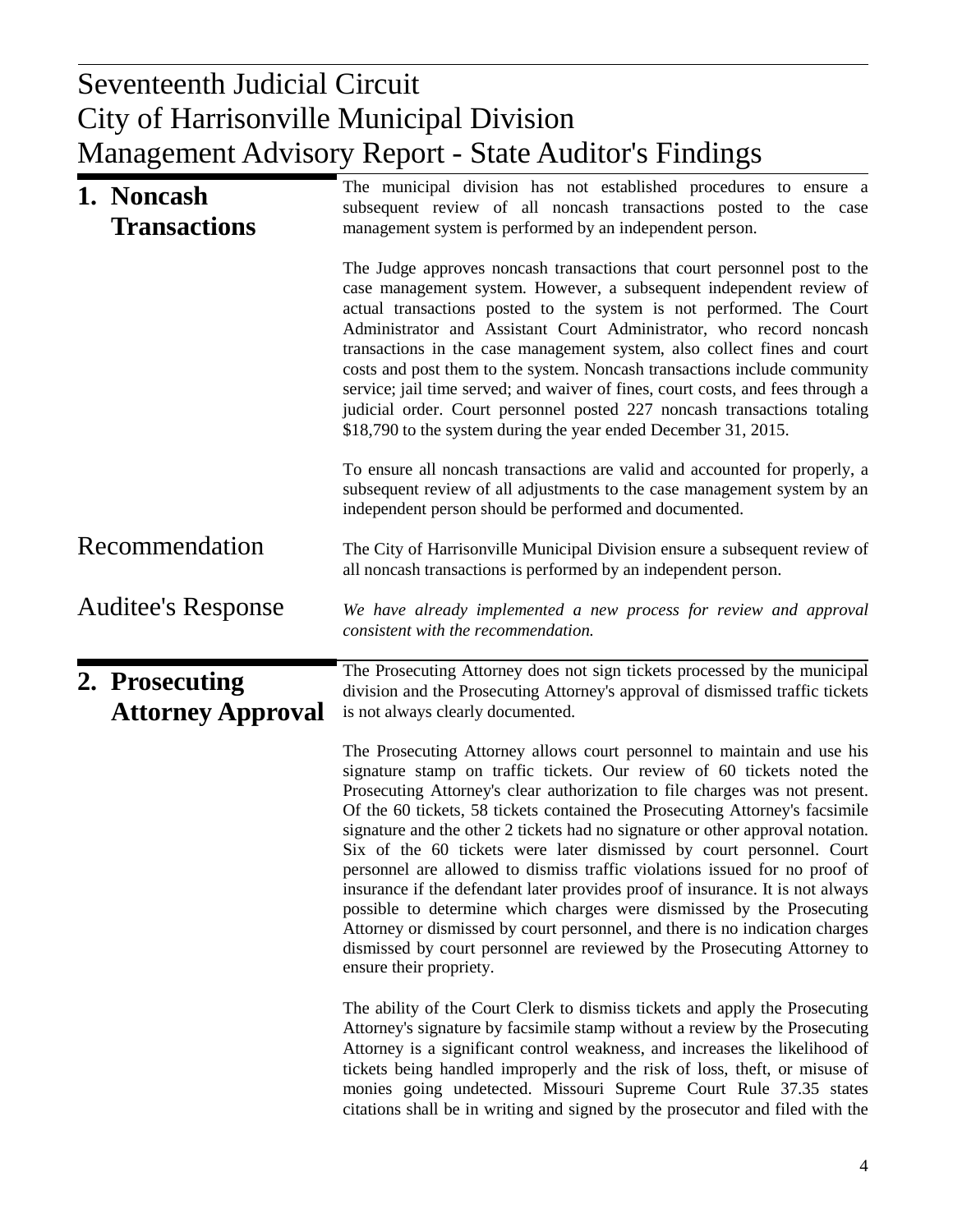# Seventeenth Judicial Circuit
# City of Harrisonville Municipal Division
# Management Advisory Report - State Auditor's Findings

## 1. Noncash Transactions

The municipal division has not established procedures to ensure a subsequent review of all noncash transactions posted to the case management system is performed by an independent person.

The Judge approves noncash transactions that court personnel post to the case management system. However, a subsequent independent review of actual transactions posted to the system is not performed. The Court Administrator and Assistant Court Administrator, who record noncash transactions in the case management system, also collect fines and court costs and post them to the system. Noncash transactions include community service; jail time served; and waiver of fines, court costs, and fees through a judicial order. Court personnel posted 227 noncash transactions totaling $18,790 to the system during the year ended December 31, 2015.

To ensure all noncash transactions are valid and accounted for properly, a subsequent review of all adjustments to the case management system by an independent person should be performed and documented.

### Recommendation

The City of Harrisonville Municipal Division ensure a subsequent review of all noncash transactions is performed by an independent person.

### Auditee's Response

*We have already implemented a new process for review and approval consistent with the recommendation.*

## 2. Prosecuting Attorney Approval

The Prosecuting Attorney does not sign tickets processed by the municipal division and the Prosecuting Attorney's approval of dismissed traffic tickets is not always clearly documented.

The Prosecuting Attorney allows court personnel to maintain and use his signature stamp on traffic tickets. Our review of 60 tickets noted the Prosecuting Attorney's clear authorization to file charges was not present. Of the 60 tickets, 58 tickets contained the Prosecuting Attorney's facsimile signature and the other 2 tickets had no signature or other approval notation. Six of the 60 tickets were later dismissed by court personnel. Court personnel are allowed to dismiss traffic violations issued for no proof of insurance if the defendant later provides proof of insurance. It is not always possible to determine which charges were dismissed by the Prosecuting Attorney or dismissed by court personnel, and there is no indication charges dismissed by court personnel are reviewed by the Prosecuting Attorney to ensure their propriety.

The ability of the Court Clerk to dismiss tickets and apply the Prosecuting Attorney's signature by facsimile stamp without a review by the Prosecuting Attorney is a significant control weakness, and increases the likelihood of tickets being handled improperly and the risk of loss, theft, or misuse of monies going undetected. Missouri Supreme Court Rule 37.35 states citations shall be in writing and signed by the prosecutor and filed with the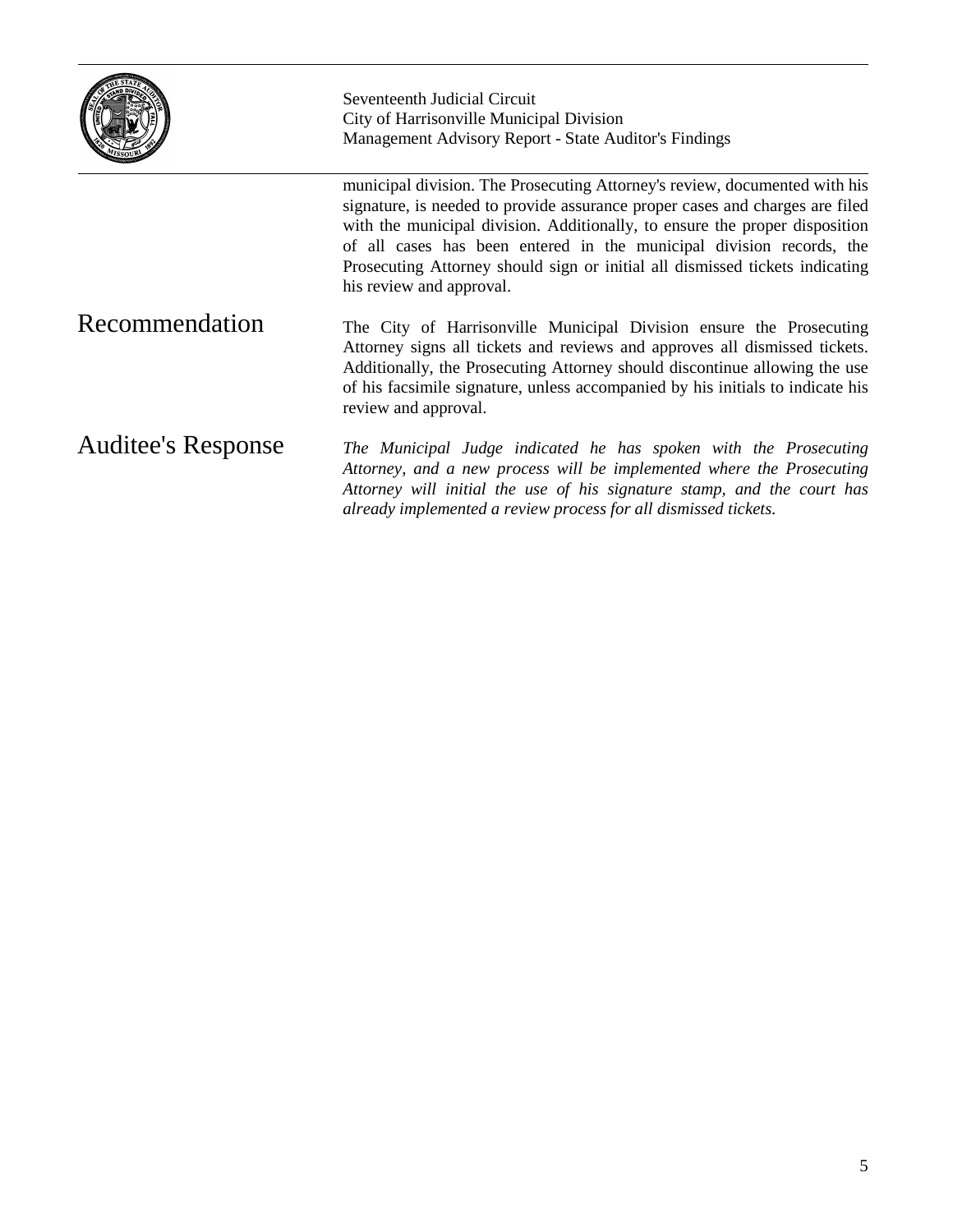municipal division. The Prosecuting Attorney's review, documented with his signature, is needed to provide assurance proper cases and charges are filed with the municipal division. Additionally, to ensure the proper disposition of all cases has been entered in the municipal division records, the Prosecuting Attorney should sign or initial all dismissed tickets indicating his review and approval.

## Recommendation

The City of Harrisonville Municipal Division ensure the Prosecuting Attorney signs all tickets and reviews and approves all dismissed tickets. Additionally, the Prosecuting Attorney should discontinue allowing the use of his facsimile signature, unless accompanied by his initials to indicate his review and approval.

## Auditee's Response

*The Municipal Judge indicated he has spoken with the Prosecuting Attorney, and a new process will be implemented where the Prosecuting Attorney will initial the use of his signature stamp, and the court has already implemented a review process for all dismissed tickets.*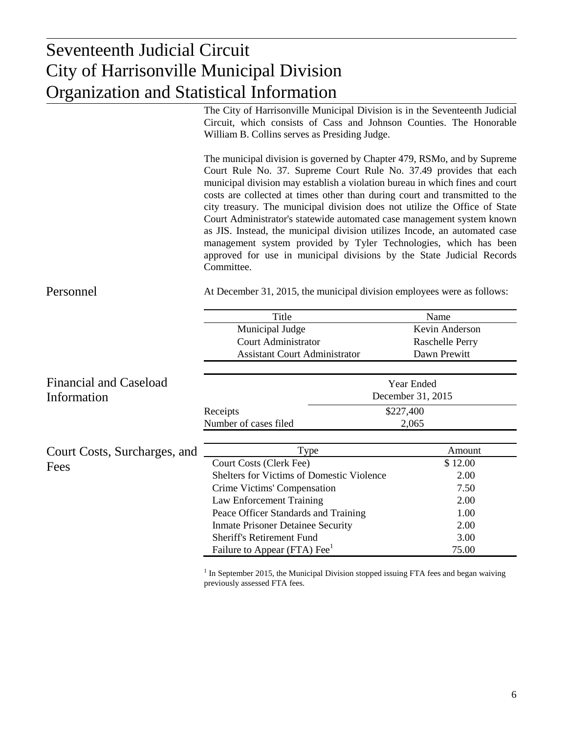# Seventeenth Judicial Circuit
# City of Harrisonville Municipal Division
# Organization and Statistical Information

The City of Harrisonville Municipal Division is in the Seventeenth Judicial Circuit, which consists of Cass and Johnson Counties. The Honorable William B. Collins serves as Presiding Judge.

The municipal division is governed by Chapter 479, RSMo, and by Supreme Court Rule No. 37. Supreme Court Rule No. 37.49 provides that each municipal division may establish a violation bureau in which fines and court costs are collected at times other than during court and transmitted to the city treasury. The municipal division does not utilize the Office of State Court Administrator's statewide automated case management system known as JIS. Instead, the municipal division utilizes Incode, an automated case management system provided by Tyler Technologies, which has been approved for use in municipal divisions by the State Judicial Records Committee.

## Personnel

At December 31, 2015, the municipal division employees were as follows:

| Title | Name |
|---|---|
| Municipal Judge | Kevin Anderson |
| Court Administrator | Raschelle Perry |
| Assistant Court Administrator | Dawn Prewitt |

## Financial and Caseload Information

| | Year Ended December 31, 2015 |
|---|---|
| Receipts | $227,400 |
| Number of cases filed | 2,065 |

## Court Costs, Surcharges, and Fees

| Type | Amount |
|---|---|
| Court Costs (Clerk Fee) | $ 12.00 |
| Shelters for Victims of Domestic Violence | 2.00 |
| Crime Victims' Compensation | 7.50 |
| Law Enforcement Training | 2.00 |
| Peace Officer Standards and Training | 1.00 |
| Inmate Prisoner Detainee Security | 2.00 |
| Sheriff's Retirement Fund | 3.00 |
| Failure to Appear (FTA) Fee[1] | 75.00 |

[1] In September 2015, the Municipal Division stopped issuing FTA fees and began waiving previously assessed FTA fees.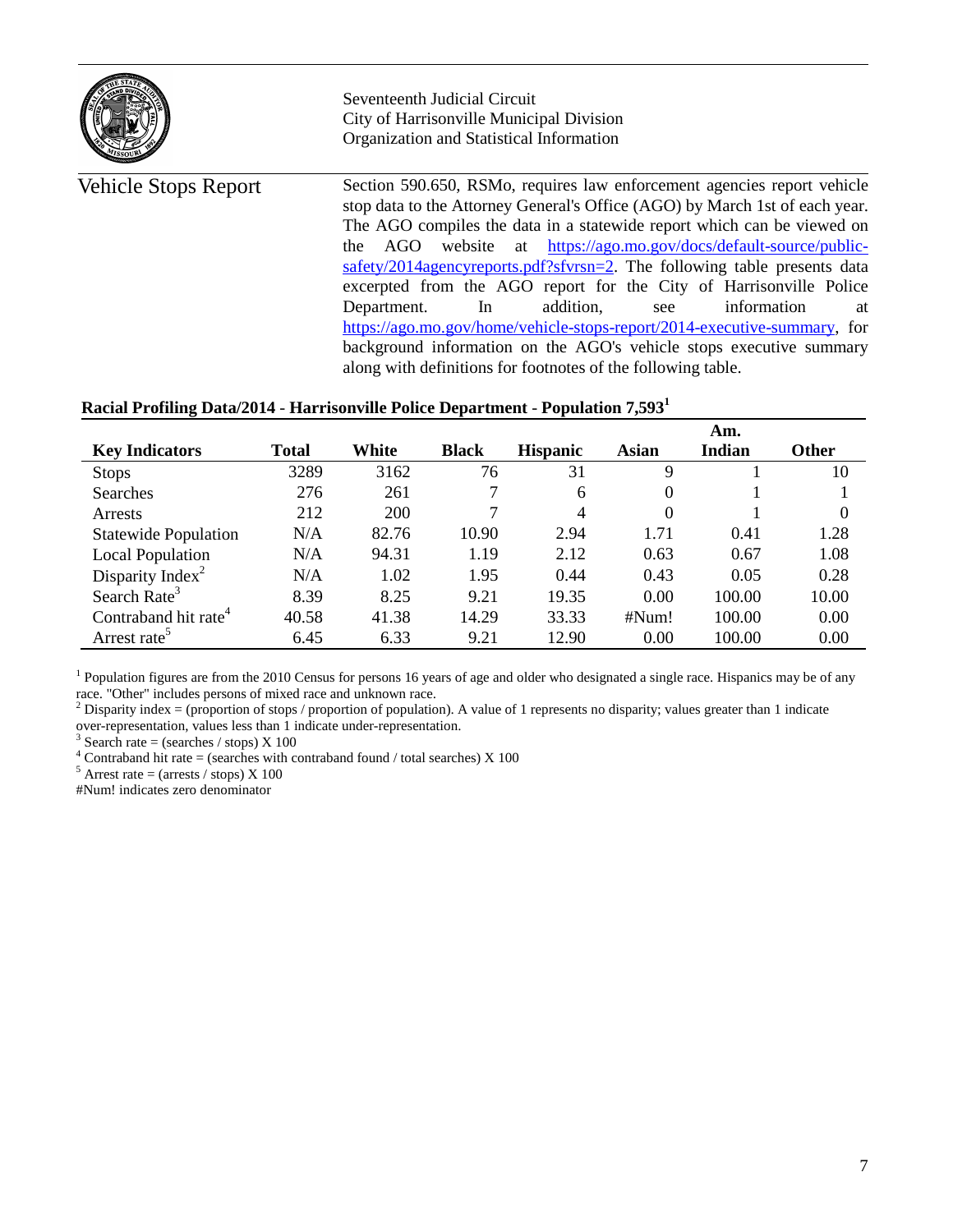Seventeenth Judicial Circuit
City of Harrisonville Municipal Division
Organization and Statistical Information

## Vehicle Stops Report

Section 590.650, RSMo, requires law enforcement agencies report vehicle stop data to the Attorney General's Office (AGO) by March 1st of each year. The AGO compiles the data in a statewide report which can be viewed on the AGO website at https://ago.mo.gov/docs/default-source/public-safety/2014agencyreports.pdf?sfvrsn=2. The following table presents data excerpted from the AGO report for the City of Harrisonville Police Department. In addition, see information at https://ago.mo.gov/home/vehicle-stops-report/2014-executive-summary, for background information on the AGO's vehicle stops executive summary along with definitions for footnotes of the following table.

**Racial Profiling Data/2014 - Harrisonville Police Department - Population 7,593[1]**

| Key Indicators | Total | White | Black | Hispanic | Asian | Am. Indian | Other |
|---|---|---|---|---|---|---|---|
| Stops | 3289 | 3162 | 76 | 31 | 9 | 1 | 10 |
| Searches | 276 | 261 | 7 | 6 | 0 | 1 | 1 |
| Arrests | 212 | 200 | 7 | 4 | 0 | 1 | 0 |
| Statewide Population | N/A | 82.76 | 10.90 | 2.94 | 1.71 | 0.41 | 1.28 |
| Local Population | N/A | 94.31 | 1.19 | 2.12 | 0.63 | 0.67 | 1.08 |
| Disparity Index[2] | N/A | 1.02 | 1.95 | 0.44 | 0.43 | 0.05 | 0.28 |
| Search Rate[3] | 8.39 | 8.25 | 9.21 | 19.35 | 0.00 | 100.00 | 10.00 |
| Contraband hit rate[4] | 40.58 | 41.38 | 14.29 | 33.33 | #Num! | 100.00 | 0.00 |
| Arrest rate[5] | 6.45 | 6.33 | 9.21 | 12.90 | 0.00 | 100.00 | 0.00 |

[1] Population figures are from the 2010 Census for persons 16 years of age and older who designated a single race. Hispanics may be of any race. "Other" includes persons of mixed race and unknown race.
[2] Disparity index = (proportion of stops / proportion of population). A value of 1 represents no disparity; values greater than 1 indicate over-representation, values less than 1 indicate under-representation.
[3] Search rate = (searches / stops) X 100
[4] Contraband hit rate = (searches with contraband found / total searches) X 100
[5] Arrest rate = (arrests / stops) X 100
#Num! indicates zero denominator